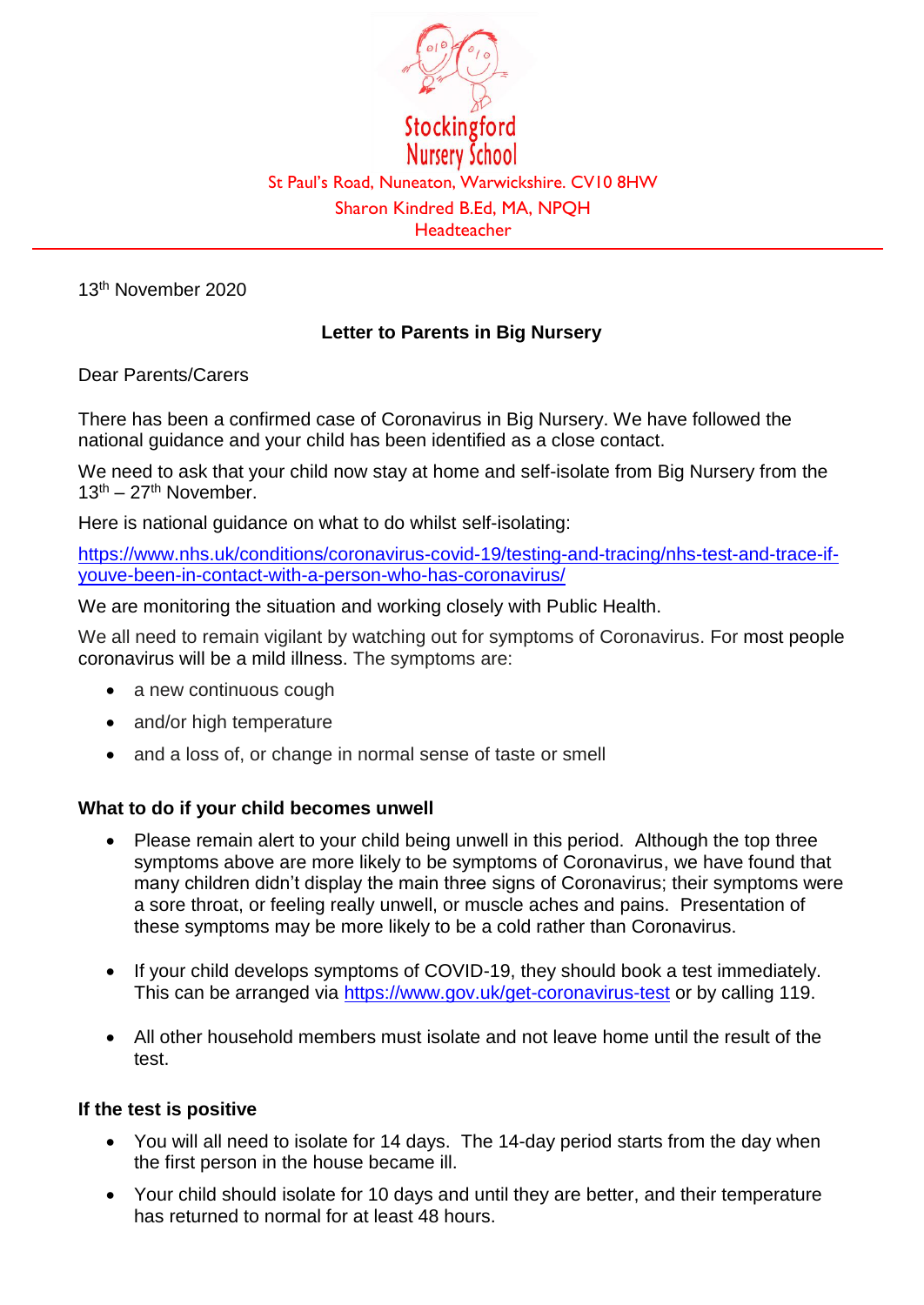Stockingford Nursery School

St Paul's Road, Nuneaton, Warwickshire. CV10 8HW

Sharon Kindred B.Ed, MA, NPQH

Headteacher

---

13th November 2020

**Letter to Parents in Big Nursery**

Dear Parents/Carers

There has been a confirmed case of Coronavirus in Big Nursery. We have followed the national guidance and your child has been identified as a close contact.

We need to ask that your child now stay at home and self-isolate from Big Nursery from the 13th – 27th November.

Here is national guidance on what to do whilst self-isolating:

https://www.nhs.uk/conditions/coronavirus-covid-19/testing-and-tracing/nhs-test-and-trace-if-youve-been-in-contact-with-a-person-who-has-coronavirus/

We are monitoring the situation and working closely with Public Health.

We all need to remain vigilant by watching out for symptoms of Coronavirus. For most people coronavirus will be a mild illness. The symptoms are:

- a new continuous cough
- and/or high temperature
- and a loss of, or change in normal sense of taste or smell

**What to do if your child becomes unwell**

- Please remain alert to your child being unwell in this period. Although the top three symptoms above are more likely to be symptoms of Coronavirus, we have found that many children didn't display the main three signs of Coronavirus; their symptoms were a sore throat, or feeling really unwell, or muscle aches and pains. Presentation of these symptoms may be more likely to be a cold rather than Coronavirus.
- If your child develops symptoms of COVID-19, they should book a test immediately. This can be arranged via https://www.gov.uk/get-coronavirus-test or by calling 119.
- All other household members must isolate and not leave home until the result of the test.

**If the test is positive**

- You will all need to isolate for 14 days. The 14-day period starts from the day when the first person in the house became ill.
- Your child should isolate for 10 days and until they are better, and their temperature has returned to normal for at least 48 hours.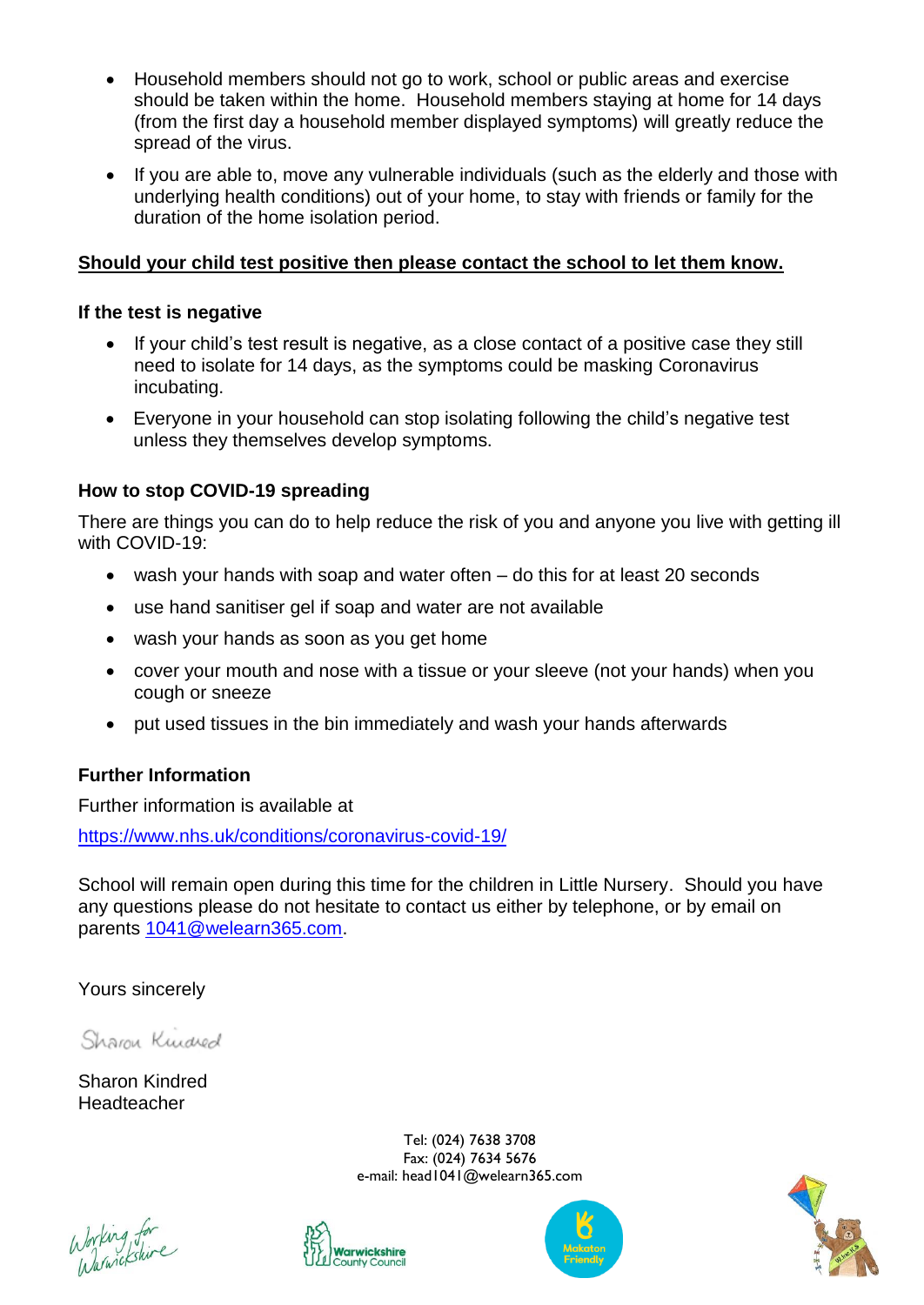- Household members should not go to work, school or public areas and exercise should be taken within the home. Household members staying at home for 14 days (from the first day a household member displayed symptoms) will greatly reduce the spread of the virus.
- If you are able to, move any vulnerable individuals (such as the elderly and those with underlying health conditions) out of your home, to stay with friends or family for the duration of the home isolation period.

**Should your child test positive then please contact the school to let them know.**

**If the test is negative**

- If your child's test result is negative, as a close contact of a positive case they still need to isolate for 14 days, as the symptoms could be masking Coronavirus incubating.
- Everyone in your household can stop isolating following the child's negative test unless they themselves develop symptoms.

**How to stop COVID-19 spreading**

There are things you can do to help reduce the risk of you and anyone you live with getting ill with COVID-19:

- wash your hands with soap and water often – do this for at least 20 seconds
- use hand sanitiser gel if soap and water are not available
- wash your hands as soon as you get home
- cover your mouth and nose with a tissue or your sleeve (not your hands) when you cough or sneeze
- put used tissues in the bin immediately and wash your hands afterwards

**Further Information**

Further information is available at

https://www.nhs.uk/conditions/coronavirus-covid-19/

School will remain open during this time for the children in Little Nursery. Should you have any questions please do not hesitate to contact us either by telephone, or by email on parents 1041@welearn365.com.

Yours sincerely

Sharon Kindred

Sharon Kindred
Headteacher

Tel: (024) 7638 3708
Fax: (024) 7634 5676
e-mail: head1041@welearn365.com

Working for Warwickshire

Warwickshire County Council

Makaton Friendly